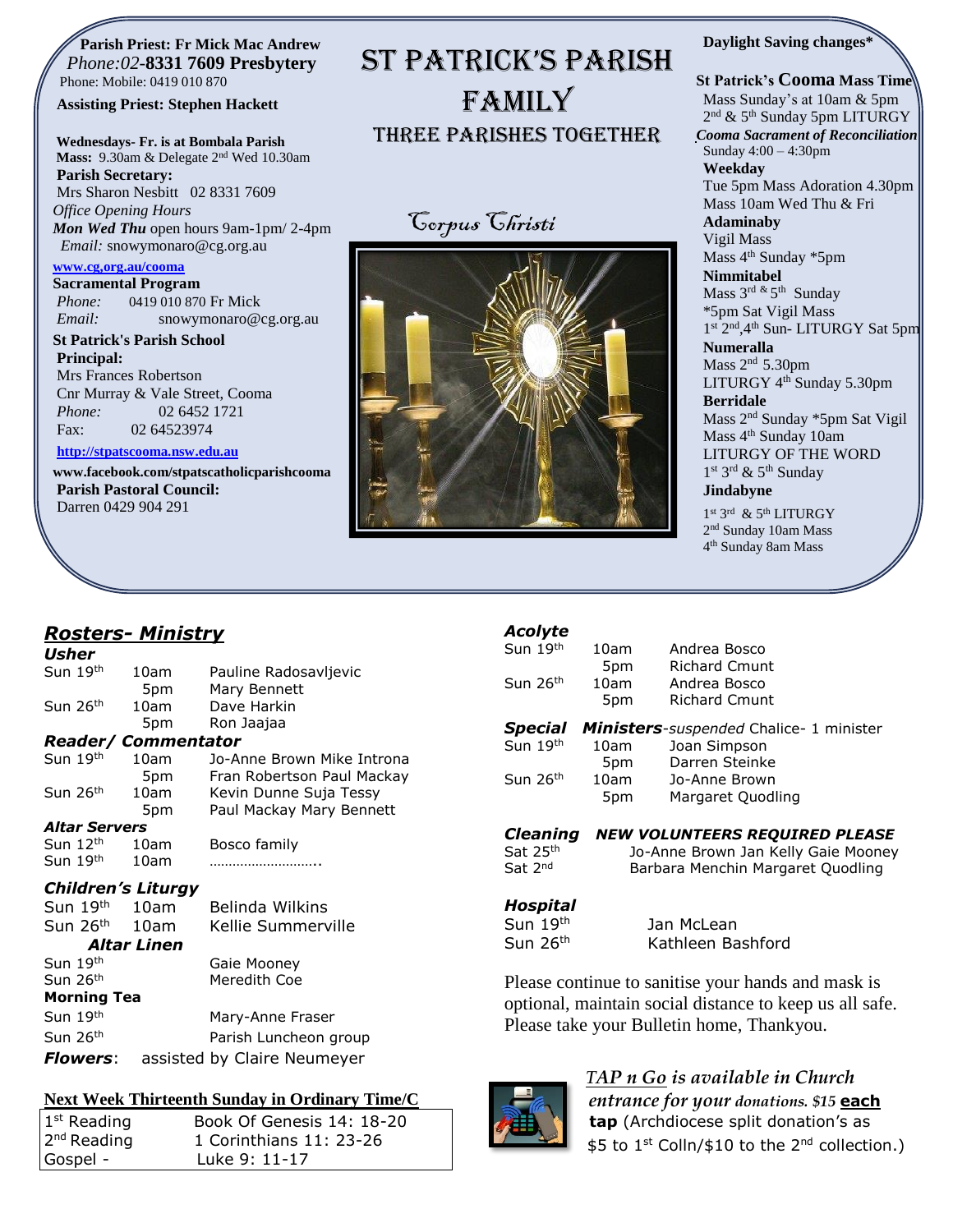# ST PATRICK'S PARISH FAMILY

## THREE PARISHES TOGETHER

*Corpus Christi*

**Parish Priest: Fr Mick Mac Andrew**
*Phone:02*-**8331 7609 Presbytery**
Phone: Mobile: 0419 010 870

**Assisting Priest: Stephen Hackett**

**Wednesdays- Fr. is at Bombala Parish**
**Mass:** 9.30am & Delegate 2nd Wed 10.30am

**Parish Secretary:**
Mrs Sharon Nesbitt 02 8331 7609
*Office Opening Hours*
***Mon Wed Thu*** open hours 9am-1pm/ 2-4pm
*Email:* snowymonaro@cg.org.au

www.cg,org.au/cooma

**Sacramental Program**
*Phone:* 0419 010 870 Fr Mick
*Email:* snowymonaro@cg.org.au

**St Patrick's Parish School**
**Principal:**
Mrs Frances Robertson
Cnr Murray & Vale Street, Cooma
*Phone:* 02 6452 1721
Fax: 02 64523974

http://stpatscooma.nsw.edu.au

**www.facebook.com/stpatscatholicparishcooma**

**Parish Pastoral Council:**
Darren 0429 904 291

**Daylight Saving changes***

**St Patrick's Cooma Mass Time**
Mass Sunday's at 10am & 5pm
2nd & 5th Sunday 5pm LITURGY

***Cooma Sacrament of Reconciliation***
Sunday 4:00 – 4:30pm

**Weekday**
Tue 5pm Mass Adoration 4.30pm
Mass 10am Wed Thu & Fri

**Adaminaby**
Vigil Mass
Mass 4th Sunday *5pm

**Nimmitabel**
Mass 3rd & 5th Sunday
*5pm Sat Vigil Mass
1st 2nd,4th Sun- LITURGY Sat 5pm

**Numeralla**
Mass 2nd 5.30pm
LITURGY 4th Sunday 5.30pm

**Berridale**
Mass 2nd Sunday *5pm Sat Vigil
Mass 4th Sunday 10am
LITURGY OF THE WORD
1st 3rd & 5th Sunday

**Jindabyne**
1st 3rd & 5th LITURGY
2nd Sunday 10am Mass
4th Sunday 8am Mass

## *Rosters- Ministry*

***Usher***

| | | |
|---|---|---|
| Sun 19th | 10am | Pauline Radosavljevic |
| | 5pm | Mary Bennett |
| Sun 26th | 10am | Dave Harkin |
| | 5pm | Ron Jaajaa |

***Reader/ Commentator***

| | | |
|---|---|---|
| Sun 19th | 10am | Jo-Anne Brown Mike Introna |
| | 5pm | Fran Robertson Paul Mackay |
| Sun 26th | 10am | Kevin Dunne Suja Tessy |
| | 5pm | Paul Mackay Mary Bennett |

***Altar Servers***

| | | |
|---|---|---|
| Sun 12th | 10am | Bosco family |
| Sun 19th | 10am | ……………………….. |

***Children's Liturgy***

| | | |
|---|---|---|
| Sun 19th | 10am | Belinda Wilkins |
| Sun 26th | 10am | Kellie Summerville |

***Altar Linen***

| | |
|---|---|
| Sun 19th | Gaie Mooney |
| Sun 26th | Meredith Coe |

**Morning Tea**

| | |
|---|---|
| Sun 19th | Mary-Anne Fraser |
| Sun 26th | Parish Luncheon group |

***Flowers***: assisted by Claire Neumeyer

***Acolyte***

| | | |
|---|---|---|
| Sun 19th | 10am | Andrea Bosco |
| | 5pm | Richard Cmunt |
| Sun 26th | 10am | Andrea Bosco |
| | 5pm | Richard Cmunt |

***Special Ministers****-suspended* Chalice- 1 minister

| | | |
|---|---|---|
| Sun 19th | 10am | Joan Simpson |
| | 5pm | Darren Steinke |
| Sun 26th | 10am | Jo-Anne Brown |
| | 5pm | Margaret Quodling |

***Cleaning*** ***NEW VOLUNTEERS REQUIRED PLEASE***

| | |
|---|---|
| Sat 25th | Jo-Anne Brown Jan Kelly Gaie Mooney |
| Sat 2nd | Barbara Menchin Margaret Quodling |

***Hospital***

| | |
|---|---|
| Sun 19th | Jan McLean |
| Sun 26th | Kathleen Bashford |

Please continue to sanitise your hands and mask is optional, maintain social distance to keep us all safe. Please take your Bulletin home, Thankyou.

***TAP n Go** is available in Church entrance for your donations. $15* **each tap** (Archdiocese split donation's as $5 to 1st Colln/$10 to the 2nd collection.)

### Next Week Thirteenth Sunday in Ordinary Time/C

| | |
|---|---|
| 1st Reading | Book Of Genesis 14: 18-20 |
| 2nd Reading | 1 Corinthians 11: 23-26 |
| Gospel - | Luke 9: 11-17 |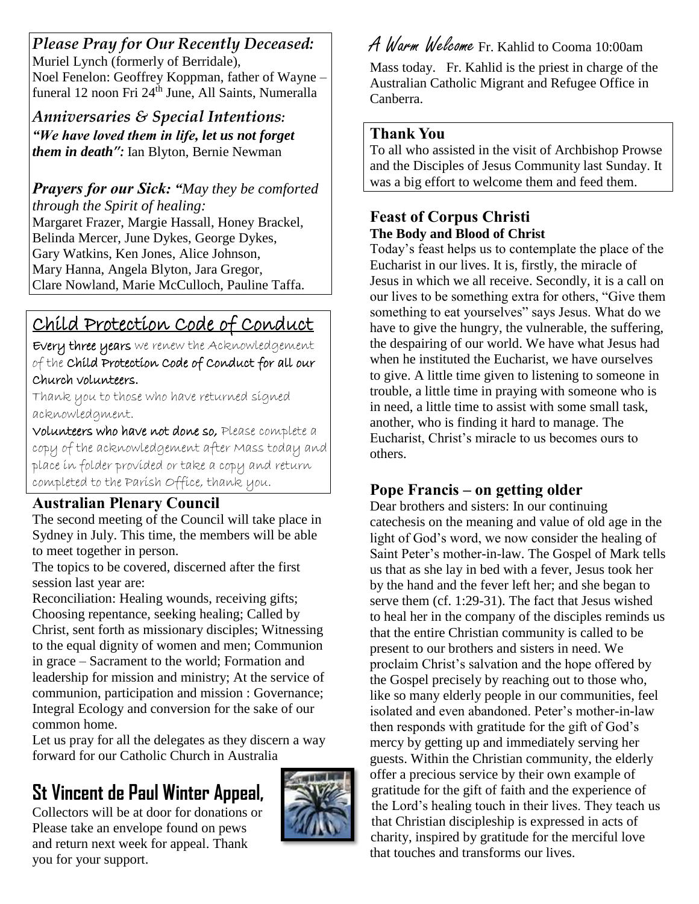### *Please Pray for Our Recently Deceased:*

Muriel Lynch (formerly of Berridale),
Noel Fenelon: Geoffrey Koppman, father of Wayne – funeral 12 noon Fri 24th June, All Saints, Numeralla

### *Anniversaries & Special Intentions:*

***"We have loved them in life, let us not forget them in death":*** Ian Blyton, Bernie Newman

### *Prayers for our Sick: "May they be comforted through the Spirit of healing:*

Margaret Frazer, Margie Hassall, Honey Brackel, Belinda Mercer, June Dykes, George Dykes, Gary Watkins, Ken Jones, Alice Johnson, Mary Hanna, Angela Blyton, Jara Gregor, Clare Nowland, Marie McCulloch, Pauline Taffa.

## Child Protection Code of Conduct

**Every three years** we renew the Acknowledgement of the **Child Protection Code of Conduct for all our Church volunteers.**

Thank you to those who have returned signed acknowledgment.

**Volunteers who have not done so,** Please complete a copy of the acknowledgement after Mass today and place in folder provided or take a copy and return completed to the Parish Office, thank you.

### Australian Plenary Council

The second meeting of the Council will take place in Sydney in July. This time, the members will be able to meet together in person.

The topics to be covered, discerned after the first session last year are:

Reconciliation: Healing wounds, receiving gifts; Choosing repentance, seeking healing; Called by Christ, sent forth as missionary disciples; Witnessing to the equal dignity of women and men; Communion in grace – Sacrament to the world; Formation and leadership for mission and ministry; At the service of communion, participation and mission : Governance; Integral Ecology and conversion for the sake of our common home.

Let us pray for all the delegates as they discern a way forward for our Catholic Church in Australia

## St Vincent de Paul Winter Appeal,

Collectors will be at door for donations or Please take an envelope found on pews and return next week for appeal. Thank you for your support.

*A Warm Welcome* Fr. Kahlid to Cooma 10:00am Mass today. Fr. Kahlid is the priest in charge of the Australian Catholic Migrant and Refugee Office in Canberra.

### Thank You

To all who assisted in the visit of Archbishop Prowse and the Disciples of Jesus Community last Sunday. It was a big effort to welcome them and feed them.

### Feast of Corpus Christi

**The Body and Blood of Christ**

Today's feast helps us to contemplate the place of the Eucharist in our lives. It is, firstly, the miracle of Jesus in which we all receive. Secondly, it is a call on our lives to be something extra for others, "Give them something to eat yourselves" says Jesus. What do we have to give the hungry, the vulnerable, the suffering, the despairing of our world. We have what Jesus had when he instituted the Eucharist, we have ourselves to give. A little time given to listening to someone in trouble, a little time in praying with someone who is in need, a little time to assist with some small task, another, who is finding it hard to manage. The Eucharist, Christ's miracle to us becomes ours to others.

### Pope Francis – on getting older

Dear brothers and sisters: In our continuing catechesis on the meaning and value of old age in the light of God's word, we now consider the healing of Saint Peter's mother-in-law. The Gospel of Mark tells us that as she lay in bed with a fever, Jesus took her by the hand and the fever left her; and she began to serve them (cf. 1:29-31). The fact that Jesus wished to heal her in the company of the disciples reminds us that the entire Christian community is called to be present to our brothers and sisters in need. We proclaim Christ's salvation and the hope offered by the Gospel precisely by reaching out to those who, like so many elderly people in our communities, feel isolated and even abandoned. Peter's mother-in-law then responds with gratitude for the gift of God's mercy by getting up and immediately serving her guests. Within the Christian community, the elderly offer a precious service by their own example of gratitude for the gift of faith and the experience of the Lord's healing touch in their lives. They teach us that Christian discipleship is expressed in acts of charity, inspired by gratitude for the merciful love that touches and transforms our lives.